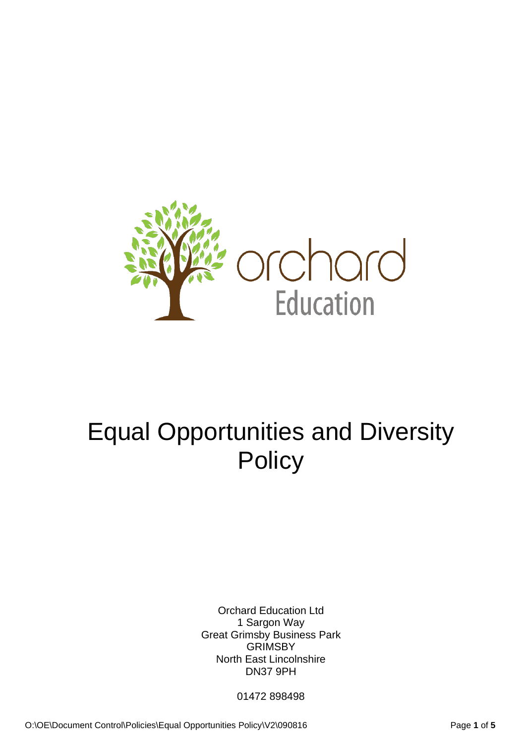orchard Education

# Equal Opportunities and Diversity Policy

Orchard Education Ltd
1 Sargon Way
Great Grimsby Business Park
GRIMSBY
North East Lincolnshire
DN37 9PH

01472 898498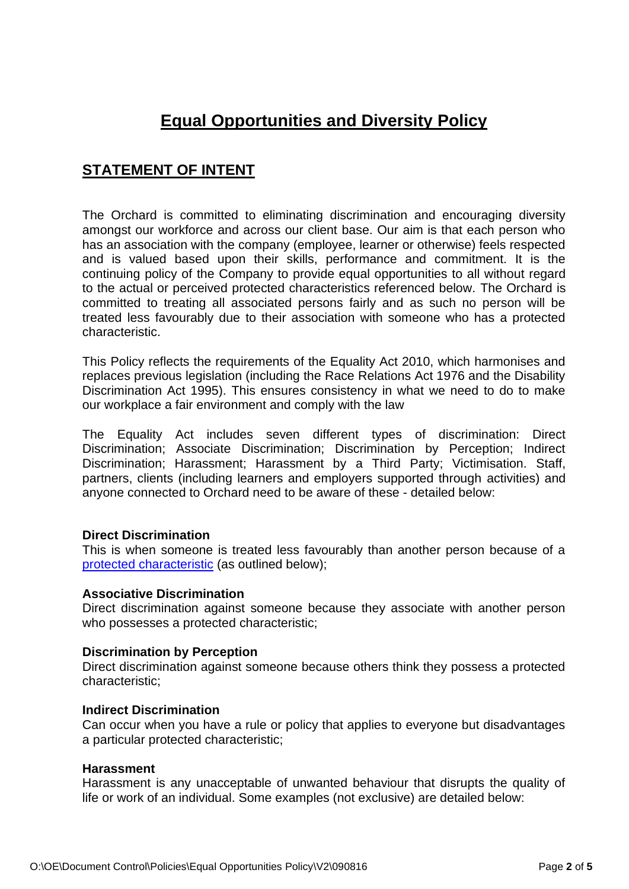# Equal Opportunities and Diversity Policy

## STATEMENT OF INTENT

The Orchard is committed to eliminating discrimination and encouraging diversity amongst our workforce and across our client base. Our aim is that each person who has an association with the company (employee, learner or otherwise) feels respected and is valued based upon their skills, performance and commitment. It is the continuing policy of the Company to provide equal opportunities to all without regard to the actual or perceived protected characteristics referenced below. The Orchard is committed to treating all associated persons fairly and as such no person will be treated less favourably due to their association with someone who has a protected characteristic.

This Policy reflects the requirements of the Equality Act 2010, which harmonises and replaces previous legislation (including the Race Relations Act 1976 and the Disability Discrimination Act 1995). This ensures consistency in what we need to do to make our workplace a fair environment and comply with the law

The Equality Act includes seven different types of discrimination: Direct Discrimination; Associate Discrimination; Discrimination by Perception; Indirect Discrimination; Harassment; Harassment by a Third Party; Victimisation. Staff, partners, clients (including learners and employers supported through activities) and anyone connected to Orchard need to be aware of these - detailed below:

**Direct Discrimination**
This is when someone is treated less favourably than another person because of a protected characteristic (as outlined below);

**Associative Discrimination**
Direct discrimination against someone because they associate with another person who possesses a protected characteristic;

**Discrimination by Perception**
Direct discrimination against someone because others think they possess a protected characteristic;

**Indirect Discrimination**
Can occur when you have a rule or policy that applies to everyone but disadvantages a particular protected characteristic;

**Harassment**
Harassment is any unacceptable of unwanted behaviour that disrupts the quality of life or work of an individual. Some examples (not exclusive) are detailed below: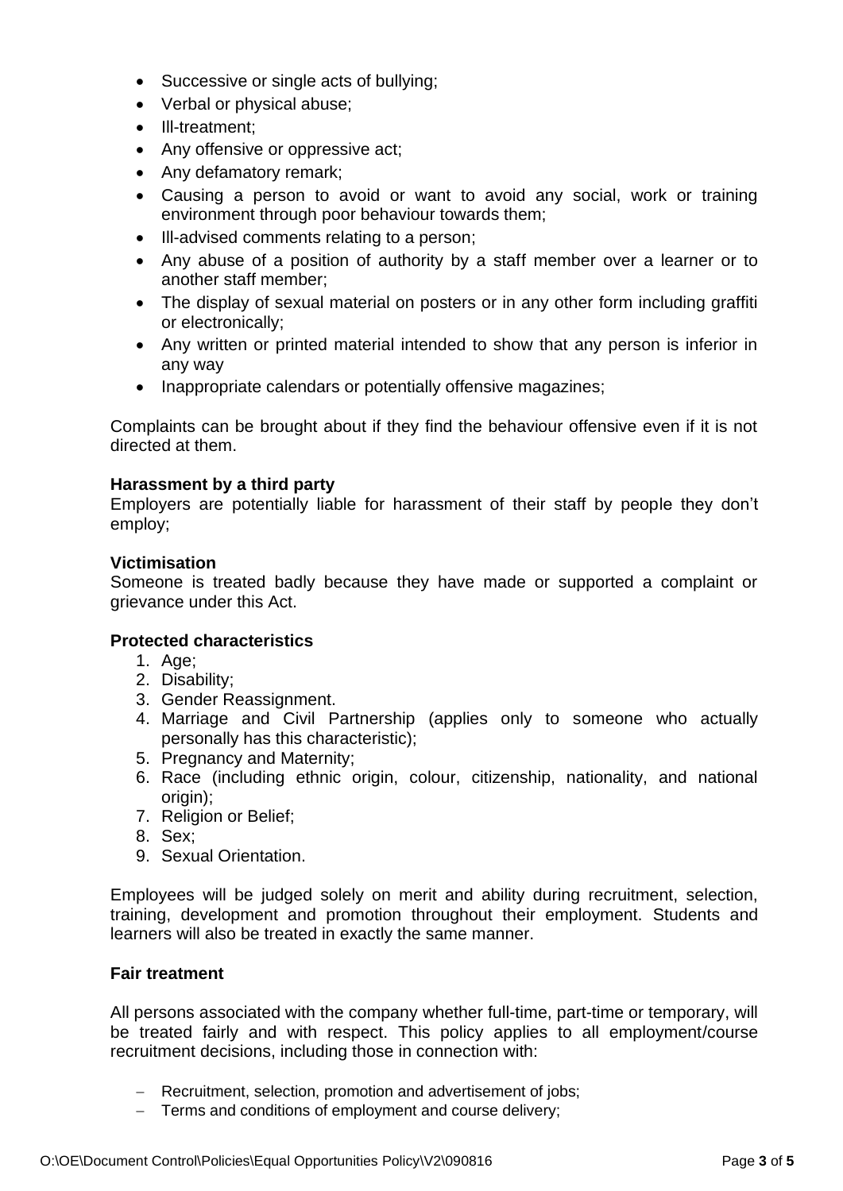- Successive or single acts of bullying;
- Verbal or physical abuse;
- Ill-treatment;
- Any offensive or oppressive act;
- Any defamatory remark;
- Causing a person to avoid or want to avoid any social, work or training environment through poor behaviour towards them;
- Ill-advised comments relating to a person;
- Any abuse of a position of authority by a staff member over a learner or to another staff member;
- The display of sexual material on posters or in any other form including graffiti or electronically;
- Any written or printed material intended to show that any person is inferior in any way
- Inappropriate calendars or potentially offensive magazines;

Complaints can be brought about if they find the behaviour offensive even if it is not directed at them.

**Harassment by a third party**

Employers are potentially liable for harassment of their staff by people they don't employ;

**Victimisation**

Someone is treated badly because they have made or supported a complaint or grievance under this Act.

**Protected characteristics**

1. Age;
2. Disability;
3. Gender Reassignment.
4. Marriage and Civil Partnership (applies only to someone who actually personally has this characteristic);
5. Pregnancy and Maternity;
6. Race (including ethnic origin, colour, citizenship, nationality, and national origin);
7. Religion or Belief;
8. Sex;
9. Sexual Orientation.

Employees will be judged solely on merit and ability during recruitment, selection, training, development and promotion throughout their employment. Students and learners will also be treated in exactly the same manner.

**Fair treatment**

All persons associated with the company whether full-time, part-time or temporary, will be treated fairly and with respect. This policy applies to all employment/course recruitment decisions, including those in connection with:

- Recruitment, selection, promotion and advertisement of jobs;
- Terms and conditions of employment and course delivery;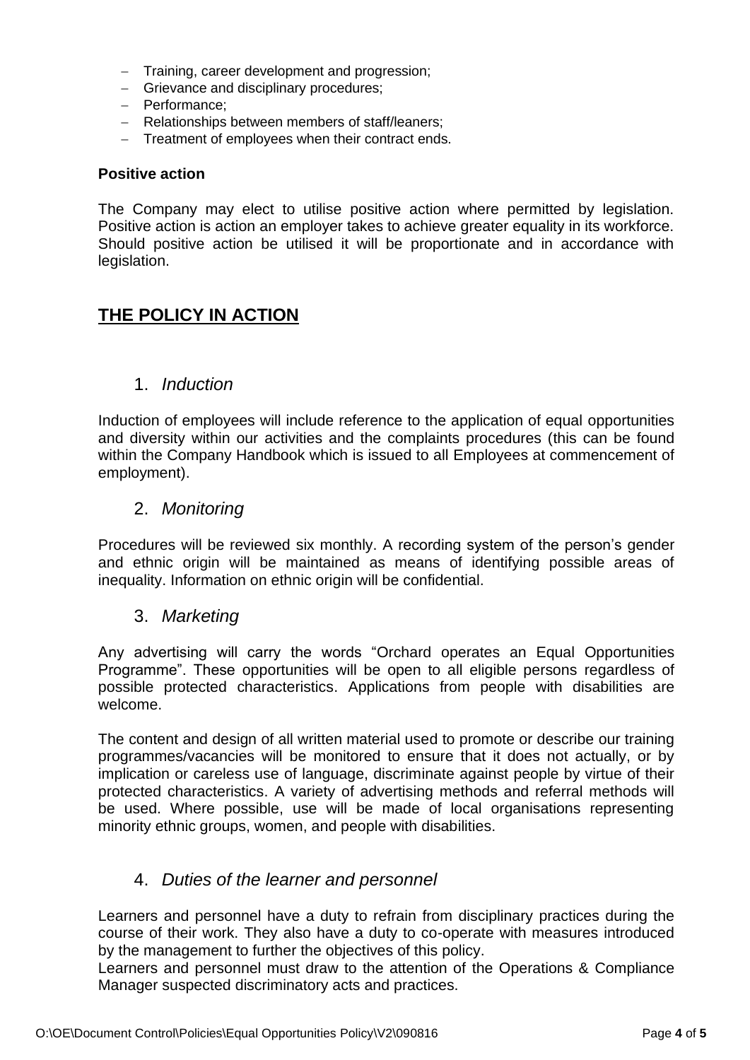- Training, career development and progression;
- Grievance and disciplinary procedures;
- Performance;
- Relationships between members of staff/leaners;
- Treatment of employees when their contract ends.

**Positive action**

The Company may elect to utilise positive action where permitted by legislation. Positive action is action an employer takes to achieve greater equality in its workforce. Should positive action be utilised it will be proportionate and in accordance with legislation.

## THE POLICY IN ACTION

### 1. *Induction*

Induction of employees will include reference to the application of equal opportunities and diversity within our activities and the complaints procedures (this can be found within the Company Handbook which is issued to all Employees at commencement of employment).

### 2. *Monitoring*

Procedures will be reviewed six monthly. A recording system of the person's gender and ethnic origin will be maintained as means of identifying possible areas of inequality. Information on ethnic origin will be confidential.

### 3. *Marketing*

Any advertising will carry the words "Orchard operates an Equal Opportunities Programme". These opportunities will be open to all eligible persons regardless of possible protected characteristics. Applications from people with disabilities are welcome.

The content and design of all written material used to promote or describe our training programmes/vacancies will be monitored to ensure that it does not actually, or by implication or careless use of language, discriminate against people by virtue of their protected characteristics. A variety of advertising methods and referral methods will be used. Where possible, use will be made of local organisations representing minority ethnic groups, women, and people with disabilities.

### 4. *Duties of the learner and personnel*

Learners and personnel have a duty to refrain from disciplinary practices during the course of their work. They also have a duty to co-operate with measures introduced by the management to further the objectives of this policy.
Learners and personnel must draw to the attention of the Operations & Compliance Manager suspected discriminatory acts and practices.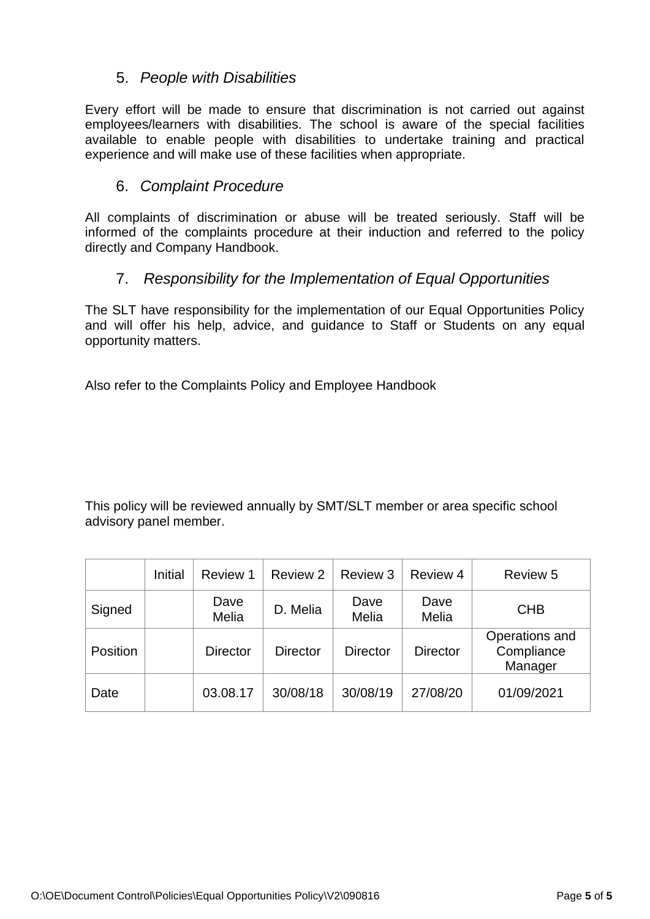## 5. *People with Disabilities*

Every effort will be made to ensure that discrimination is not carried out against employees/learners with disabilities. The school is aware of the special facilities available to enable people with disabilities to undertake training and practical experience and will make use of these facilities when appropriate.

## 6. *Complaint Procedure*

All complaints of discrimination or abuse will be treated seriously. Staff will be informed of the complaints procedure at their induction and referred to the policy directly and Company Handbook.

## 7. *Responsibility for the Implementation of Equal Opportunities*

The SLT have responsibility for the implementation of our Equal Opportunities Policy and will offer his help, advice, and guidance to Staff or Students on any equal opportunity matters.

Also refer to the Complaints Policy and Employee Handbook

This policy will be reviewed annually by SMT/SLT member or area specific school advisory panel member.

| | Initial | Review 1 | Review 2 | Review 3 | Review 4 | Review 5 |
|---|---|---|---|---|---|---|
| Signed | | Dave Melia | D. Melia | Dave Melia | Dave Melia | CHB |
| Position | | Director | Director | Director | Director | Operations and Compliance Manager |
| Date | | 03.08.17 | 30/08/18 | 30/08/19 | 27/08/20 | 01/09/2021 |

O:\OE\Document Control\Policies\Equal Opportunities Policy\V2\090816